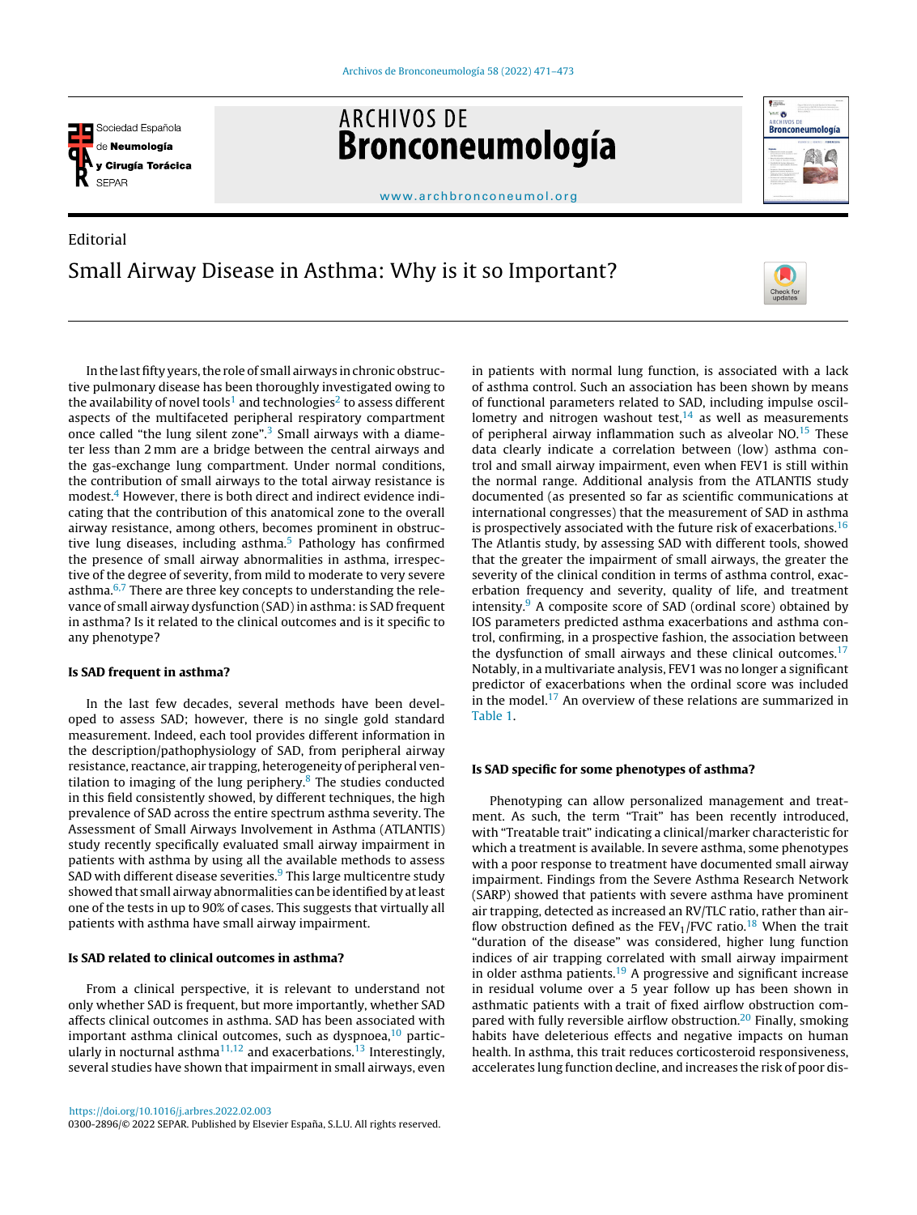Editorial

# Small Airway Disease in Asthma: Why is it so Important?

In the last fifty years, the role of small airways in chronic obstructive pulmonary disease has been thoroughly investigated owing to the availability of novel tools[1] and technologies[2] to assess different aspects of the multifaceted peripheral respiratory compartment once called "the lung silent zone".[3] Small airways with a diameter less than 2 mm are a bridge between the central airways and the gas-exchange lung compartment. Under normal conditions, the contribution of small airways to the total airway resistance is modest.[4] However, there is both direct and indirect evidence indicating that the contribution of this anatomical zone to the overall airway resistance, among others, becomes prominent in obstructive lung diseases, including asthma.[5] Pathology has confirmed the presence of small airway abnormalities in asthma, irrespective of the degree of severity, from mild to moderate to very severe asthma.[6,7] There are three key concepts to understanding the relevance of small airway dysfunction (SAD) in asthma: is SAD frequent in asthma? Is it related to the clinical outcomes and is it specific to any phenotype?

### Is SAD frequent in asthma?

In the last few decades, several methods have been developed to assess SAD; however, there is no single gold standard measurement. Indeed, each tool provides different information in the description/pathophysiology of SAD, from peripheral airway resistance, reactance, air trapping, heterogeneity of peripheral ventilation to imaging of the lung periphery.[8] The studies conducted in this field consistently showed, by different techniques, the high prevalence of SAD across the entire spectrum asthma severity. The Assessment of Small Airways Involvement in Asthma (ATLANTIS) study recently specifically evaluated small airway impairment in patients with asthma by using all the available methods to assess SAD with different disease severities.[9] This large multicentre study showed that small airway abnormalities can be identified by at least one of the tests in up to 90% of cases. This suggests that virtually all patients with asthma have small airway impairment.

### Is SAD related to clinical outcomes in asthma?

From a clinical perspective, it is relevant to understand not only whether SAD is frequent, but more importantly, whether SAD affects clinical outcomes in asthma. SAD has been associated with important asthma clinical outcomes, such as dyspnoea,[10] particularly in nocturnal asthma[11,12] and exacerbations.[13] Interestingly, several studies have shown that impairment in small airways, even in patients with normal lung function, is associated with a lack of asthma control. Such an association has been shown by means of functional parameters related to SAD, including impulse oscillometry and nitrogen washout test,[14] as well as measurements of peripheral airway inflammation such as alveolar NO.[15] These data clearly indicate a correlation between (low) asthma control and small airway impairment, even when FEV1 is still within the normal range. Additional analysis from the ATLANTIS study documented (as presented so far as scientific communications at international congresses) that the measurement of SAD in asthma is prospectively associated with the future risk of exacerbations.[16] The Atlantis study, by assessing SAD with different tools, showed that the greater the impairment of small airways, the greater the severity of the clinical condition in terms of asthma control, exacerbation frequency and severity, quality of life, and treatment intensity.[9] A composite score of SAD (ordinal score) obtained by IOS parameters predicted asthma exacerbations and asthma control, confirming, in a prospective fashion, the association between the dysfunction of small airways and these clinical outcomes.[17] Notably, in a multivariate analysis, FEV1 was no longer a significant predictor of exacerbations when the ordinal score was included in the model.[17] An overview of these relations are summarized in Table 1.

### Is SAD specific for some phenotypes of asthma?

Phenotyping can allow personalized management and treatment. As such, the term "Trait" has been recently introduced, with "Treatable trait" indicating a clinical/marker characteristic for which a treatment is available. In severe asthma, some phenotypes with a poor response to treatment have documented small airway impairment. Findings from the Severe Asthma Research Network (SARP) showed that patients with severe asthma have prominent air trapping, detected as increased an RV/TLC ratio, rather than airflow obstruction defined as the $FEV_1/FVC$ ratio.[18] When the trait "duration of the disease" was considered, higher lung function indices of air trapping correlated with small airway impairment in older asthma patients.[19] A progressive and significant increase in residual volume over a 5 year follow up has been shown in asthmatic patients with a trait of fixed airflow obstruction compared with fully reversible airflow obstruction.[20] Finally, smoking habits have deleterious effects and negative impacts on human health. In asthma, this trait reduces corticosteroid responsiveness, accelerates lung function decline, and increases the risk of poor dis-

https://doi.org/10.1016/j.arbres.2022.02.003
0300-2896/© 2022 SEPAR. Published by Elsevier España, S.L.U. All rights reserved.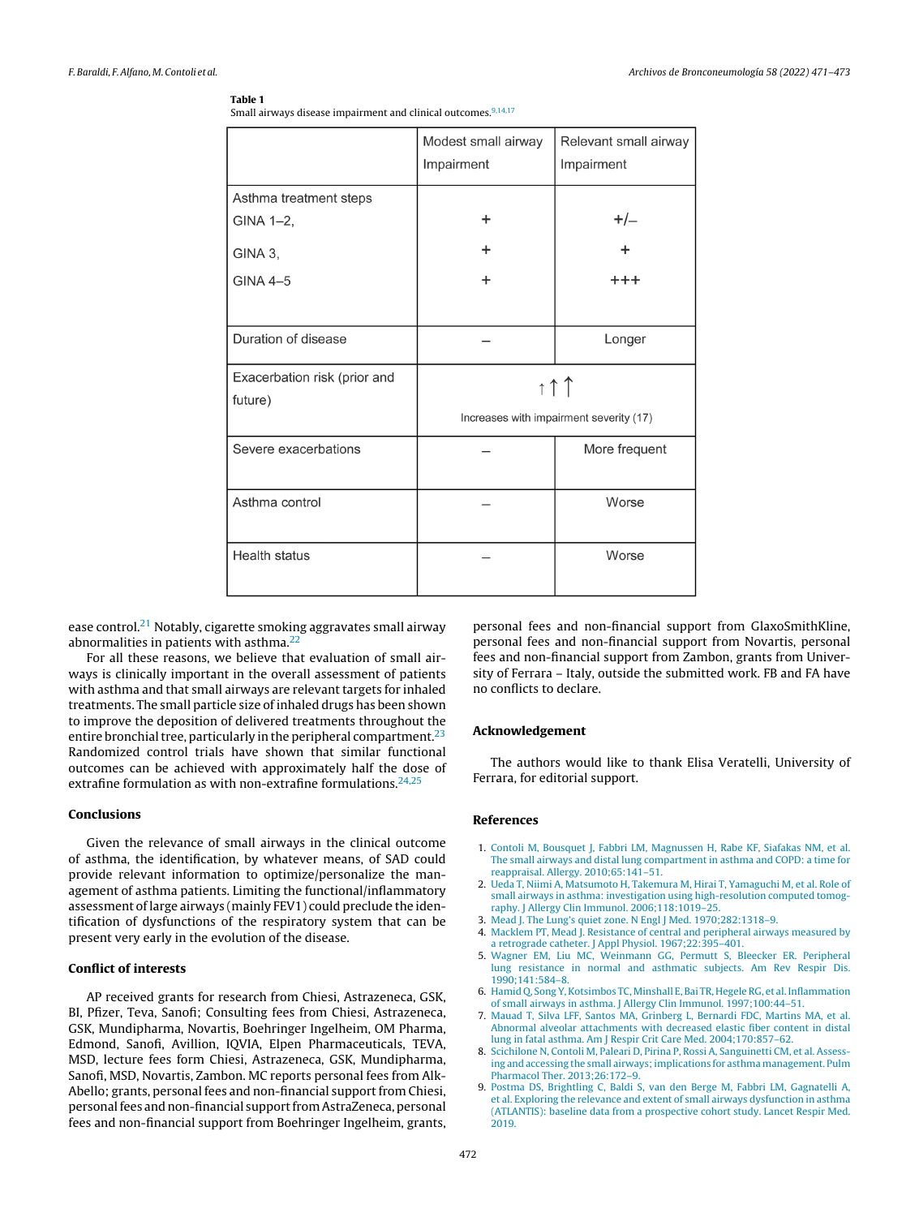**Table 1**
Small airways disease impairment and clinical outcomes.[9,14,17]

| | Modest small airway Impairment | Relevant small airway Impairment |
|---|---|---|
| Asthma treatment steps | | |
| GINA 1–2, | + | +/– |
| GINA 3, | + | + |
| GINA 4–5 | + | +++ |
| Duration of disease | – | Longer |
| Exacerbation risk (prior and future) | ↑↑↑ Increases with impairment severity (17) | |
| Severe exacerbations | – | More frequent |
| Asthma control | – | Worse |
| Health status | – | Worse |

ease control.[21] Notably, cigarette smoking aggravates small airway abnormalities in patients with asthma.[22]

For all these reasons, we believe that evaluation of small airways is clinically important in the overall assessment of patients with asthma and that small airways are relevant targets for inhaled treatments. The small particle size of inhaled drugs has been shown to improve the deposition of delivered treatments throughout the entire bronchial tree, particularly in the peripheral compartment.[23] Randomized control trials have shown that similar functional outcomes can be achieved with approximately half the dose of extrafine formulation as with non-extrafine formulations.[24,25]

### Conclusions

Given the relevance of small airways in the clinical outcome of asthma, the identification, by whatever means, of SAD could provide relevant information to optimize/personalize the management of asthma patients. Limiting the functional/inflammatory assessment of large airways (mainly FEV1) could preclude the identification of dysfunctions of the respiratory system that can be present very early in the evolution of the disease.

### Conflict of interests

AP received grants for research from Chiesi, Astrazeneca, GSK, BI, Pfizer, Teva, Sanofi; Consulting fees from Chiesi, Astrazeneca, GSK, Mundipharma, Novartis, Boehringer Ingelheim, OM Pharma, Edmond, Sanofi, Avillion, IQVIA, Elpen Pharmaceuticals, TEVA, MSD, lecture fees form Chiesi, Astrazeneca, GSK, Mundipharma, Sanofi, MSD, Novartis, Zambon. MC reports personal fees from Alk-Abello; grants, personal fees and non-financial support from Chiesi, personal fees and non-financial support from AstraZeneca, personal fees and non-financial support from Boehringer Ingelheim, grants, personal fees and non-financial support from GlaxoSmithKline, personal fees and non-financial support from Novartis, personal fees and non-financial support from Zambon, grants from University of Ferrara – Italy, outside the submitted work. FB and FA have no conflicts to declare.

### Acknowledgement

The authors would like to thank Elisa Veratelli, University of Ferrara, for editorial support.

### References

1. Contoli M, Bousquet J, Fabbri LM, Magnussen H, Rabe KF, Siafakas NM, et al. The small airways and distal lung compartment in asthma and COPD: a time for reappraisal. Allergy. 2010;65:141–51.
2. Ueda T, Niimi A, Matsumoto H, Takemura M, Hirai T, Yamaguchi M, et al. Role of small airways in asthma: investigation using high-resolution computed tomography. J Allergy Clin Immunol. 2006;118:1019–25.
3. Mead J. The Lung's quiet zone. N Engl J Med. 1970;282:1318–9.
4. Macklem PT, Mead J. Resistance of central and peripheral airways measured by a retrograde catheter. J Appl Physiol. 1967;22:395–401.
5. Wagner EM, Liu MC, Weinmann GG, Permutt S, Bleecker ER. Peripheral lung resistance in normal and asthmatic subjects. Am Rev Respir Dis. 1990;141:584–8.
6. Hamid Q, Song Y, Kotsimbos TC, Minshall E, Bai TR, Hegele RG, et al. Inflammation of small airways in asthma. J Allergy Clin Immunol. 1997;100:44–51.
7. Mauad T, Silva LFF, Santos MA, Grinberg L, Bernardi FDC, Martins MA, et al. Abnormal alveolar attachments with decreased elastic fiber content in distal lung in fatal asthma. Am J Respir Crit Care Med. 2004;170:857–62.
8. Scichilone N, Contoli M, Paleari D, Pirina P, Rossi A, Sanguinetti CM, et al. Assessing and accessing the small airways; implications for asthma management. Pulm Pharmacol Ther. 2013;26:172–9.
9. Postma DS, Brightling C, Baldi S, van den Berge M, Fabbri LM, Gagnatelli A, et al. Exploring the relevance and extent of small airways dysfunction in asthma (ATLANTIS): baseline data from a prospective cohort study. Lancet Respir Med. 2019.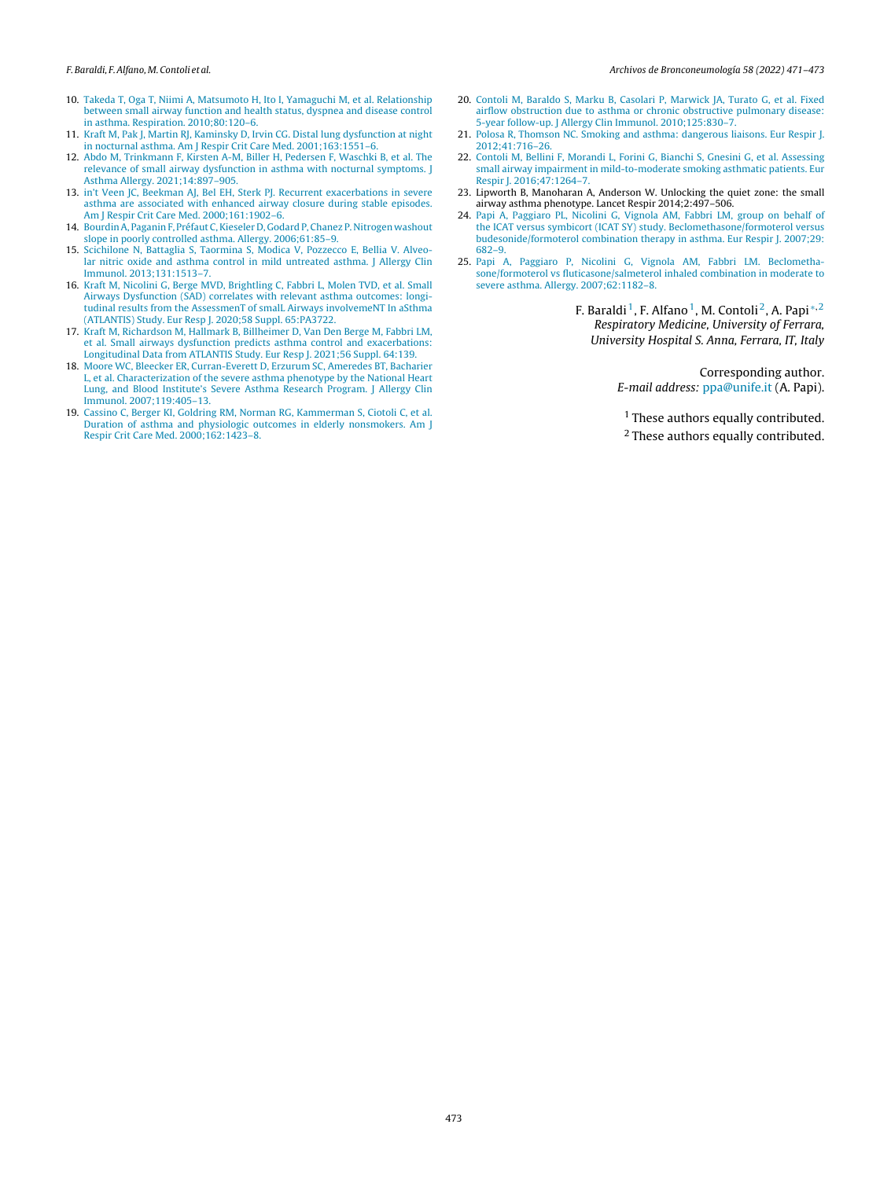10. Takeda T, Oga T, Niimi A, Matsumoto H, Ito I, Yamaguchi M, et al. Relationship between small airway function and health status, dyspnea and disease control in asthma. Respiration. 2010;80:120–6.
11. Kraft M, Pak J, Martin RJ, Kaminsky D, Irvin CG. Distal lung dysfunction at night in nocturnal asthma. Am J Respir Crit Care Med. 2001;163:1551–6.
12. Abdo M, Trinkmann F, Kirsten A-M, Biller H, Pedersen F, Waschki B, et al. The relevance of small airway dysfunction in asthma with nocturnal symptoms. J Asthma Allergy. 2021;14:897–905.
13. in't Veen JC, Beekman AJ, Bel EH, Sterk PJ. Recurrent exacerbations in severe asthma are associated with enhanced airway closure during stable episodes. Am J Respir Crit Care Med. 2000;161:1902–6.
14. Bourdin A, Paganin F, Préfaut C, Kieseler D, Godard P, Chanez P. Nitrogen washout slope in poorly controlled asthma. Allergy. 2006;61:85–9.
15. Scichilone N, Battaglia S, Taormina S, Modica V, Pozzecco E, Bellia V. Alveolar nitric oxide and asthma control in mild untreated asthma. J Allergy Clin Immunol. 2013;131:1513–7.
16. Kraft M, Nicolini G, Berge MVD, Brightling C, Fabbri L, Molen TVD, et al. Small Airways Dysfunction (SAD) correlates with relevant asthma outcomes: longitudinal results from the AssessmenT of smalL Airways involvemeNT In aSthma (ATLANTIS) Study. Eur Resp J. 2020;58 Suppl. 65:PA3722.
17. Kraft M, Richardson M, Hallmark B, Billheimer D, Van Den Berge M, Fabbri LM, et al. Small airways dysfunction predicts asthma control and exacerbations: Longitudinal Data from ATLANTIS Study. Eur Resp J. 2021;56 Suppl. 64:139.
18. Moore WC, Bleecker ER, Curran-Everett D, Erzurum SC, Ameredes BT, Bacharier L, et al. Characterization of the severe asthma phenotype by the National Heart Lung, and Blood Institute's Severe Asthma Research Program. J Allergy Clin Immunol. 2007;119:405–13.
19. Cassino C, Berger KI, Goldring RM, Norman RG, Kammerman S, Ciotoli C, et al. Duration of asthma and physiologic outcomes in elderly nonsmokers. Am J Respir Crit Care Med. 2000;162:1423–8.
20. Contoli M, Baraldo S, Marku B, Casolari P, Marwick JA, Turato G, et al. Fixed airflow obstruction due to asthma or chronic obstructive pulmonary disease: 5-year follow-up. J Allergy Clin Immunol. 2010;125:830–7.
21. Polosa R, Thomson NC. Smoking and asthma: dangerous liaisons. Eur Respir J. 2012;41:716–26.
22. Contoli M, Bellini F, Morandi L, Forini G, Bianchi S, Gnesini G, et al. Assessing small airway impairment in mild-to-moderate smoking asthmatic patients. Eur Respir J. 2016;47:1264–7.
23. Lipworth B, Manoharan A, Anderson W. Unlocking the quiet zone: the small airway asthma phenotype. Lancet Respir 2014;2:497–506.
24. Papi A, Paggiaro PL, Nicolini G, Vignola AM, Fabbri LM, group on behalf of the ICAT versus symbicort (ICAT SY) study. Beclomethasone/formoterol versus budesonide/formoterol combination therapy in asthma. Eur Respir J. 2007;29: 682–9.
25. Papi A, Paggiaro P, Nicolini G, Vignola AM, Fabbri LM. Beclomethasone/formoterol vs fluticasone/salmeterol inhaled combination in moderate to severe asthma. Allergy. 2007;62:1182–8.

F. Baraldi [1], F. Alfano [1], M. Contoli [2], A. Papi [*,2]
*Respiratory Medicine, University of Ferrara, University Hospital S. Anna, Ferrara, IT, Italy*

Corresponding author.
*E-mail address:* ppa@unife.it (A. Papi).

[1] These authors equally contributed.
[2] These authors equally contributed.